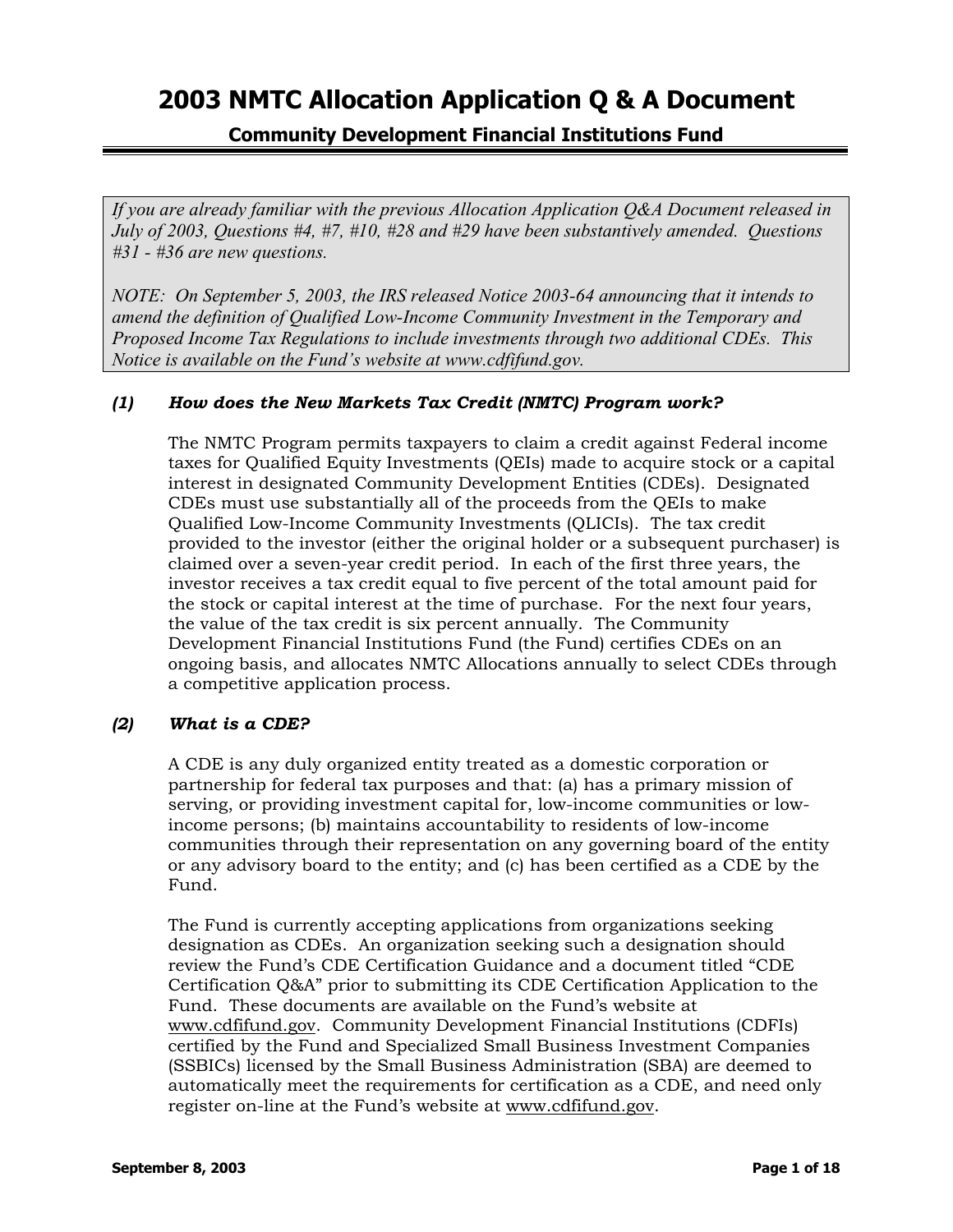# 2003 NMTC Allocation Application Q & A Document

## Community Development Financial Institutions Fund

*If you are already familiar with the previous Allocation Application Q&A Document released in July of 2003, Questions #4, #7, #10, #28 and #29 have been substantively amended. Questions #31 - #36 are new questions.*

*NOTE: On September 5, 2003, the IRS released Notice 2003-64 announcing that it intends to amend the definition of Qualified Low-Income Community Investment in the Temporary and Proposed Income Tax Regulations to include investments through two additional CDEs. This Notice is available on the Fund's website at www.cdfifund.gov.*

### *(1) How does the New Markets Tax Credit (NMTC) Program work?*

The NMTC Program permits taxpayers to claim a credit against Federal income taxes for Qualified Equity Investments (QEIs) made to acquire stock or a capital interest in designated Community Development Entities (CDEs). Designated CDEs must use substantially all of the proceeds from the QEIs to make Qualified Low-Income Community Investments (QLICIs). The tax credit provided to the investor (either the original holder or a subsequent purchaser) is claimed over a seven-year credit period. In each of the first three years, the investor receives a tax credit equal to five percent of the total amount paid for the stock or capital interest at the time of purchase. For the next four years, the value of the tax credit is six percent annually. The Community Development Financial Institutions Fund (the Fund) certifies CDEs on an ongoing basis, and allocates NMTC Allocations annually to select CDEs through a competitive application process.

### *(2) What is a CDE?*

A CDE is any duly organized entity treated as a domestic corporation or partnership for federal tax purposes and that: (a) has a primary mission of serving, or providing investment capital for, low-income communities or low-income persons; (b) maintains accountability to residents of low-income communities through their representation on any governing board of the entity or any advisory board to the entity; and (c) has been certified as a CDE by the Fund.

The Fund is currently accepting applications from organizations seeking designation as CDEs. An organization seeking such a designation should review the Fund's CDE Certification Guidance and a document titled "CDE Certification Q&A" prior to submitting its CDE Certification Application to the Fund. These documents are available on the Fund's website at www.cdfifund.gov. Community Development Financial Institutions (CDFIs) certified by the Fund and Specialized Small Business Investment Companies (SSBICs) licensed by the Small Business Administration (SBA) are deemed to automatically meet the requirements for certification as a CDE, and need only register on-line at the Fund's website at www.cdfifund.gov.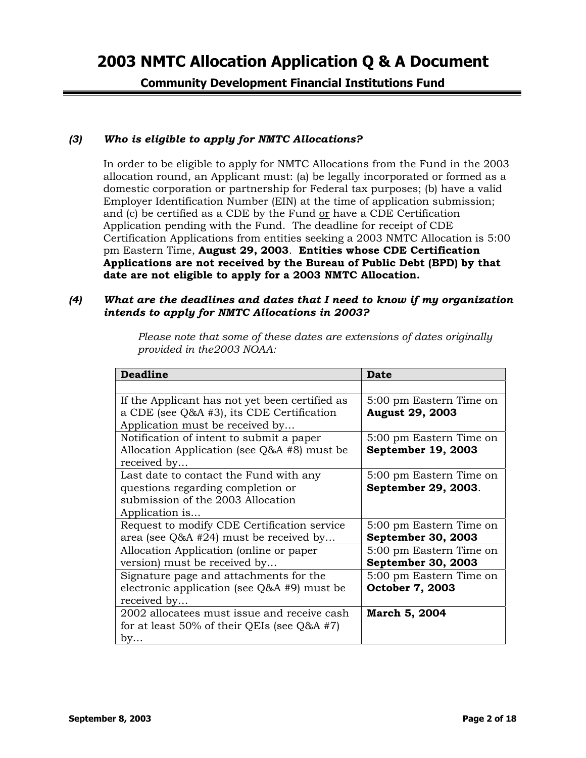### *(3) Who is eligible to apply for NMTC Allocations?*

In order to be eligible to apply for NMTC Allocations from the Fund in the 2003 allocation round, an Applicant must: (a) be legally incorporated or formed as a domestic corporation or partnership for Federal tax purposes; (b) have a valid Employer Identification Number (EIN) at the time of application submission; and (c) be certified as a CDE by the Fund or have a CDE Certification Application pending with the Fund. The deadline for receipt of CDE Certification Applications from entities seeking a 2003 NMTC Allocation is 5:00 pm Eastern Time, **August 29, 2003**. **Entities whose CDE Certification Applications are not received by the Bureau of Public Debt (BPD) by that date are not eligible to apply for a 2003 NMTC Allocation.**

### *(4) What are the deadlines and dates that I need to know if my organization intends to apply for NMTC Allocations in 2003?*

*Please note that some of these dates are extensions of dates originally provided in the2003 NOAA:*

| Deadline | Date |
|---|---|
| | |
| If the Applicant has not yet been certified as a CDE (see Q&A #3), its CDE Certification Application must be received by… | 5:00 pm Eastern Time on **August 29, 2003** |
| Notification of intent to submit a paper Allocation Application (see Q&A #8) must be received by… | 5:00 pm Eastern Time on **September 19, 2003** |
| Last date to contact the Fund with any questions regarding completion or submission of the 2003 Allocation Application is… | 5:00 pm Eastern Time on **September 29, 2003**. |
| Request to modify CDE Certification service area (see Q&A #24) must be received by… | 5:00 pm Eastern Time on **September 30, 2003** |
| Allocation Application (online or paper version) must be received by… | 5:00 pm Eastern Time on **September 30, 2003** |
| Signature page and attachments for the electronic application (see Q&A #9) must be received by… | 5:00 pm Eastern Time on **October 7, 2003** |
| 2002 allocatees must issue and receive cash for at least 50% of their QEIs (see Q&A #7) by… | **March 5, 2004** |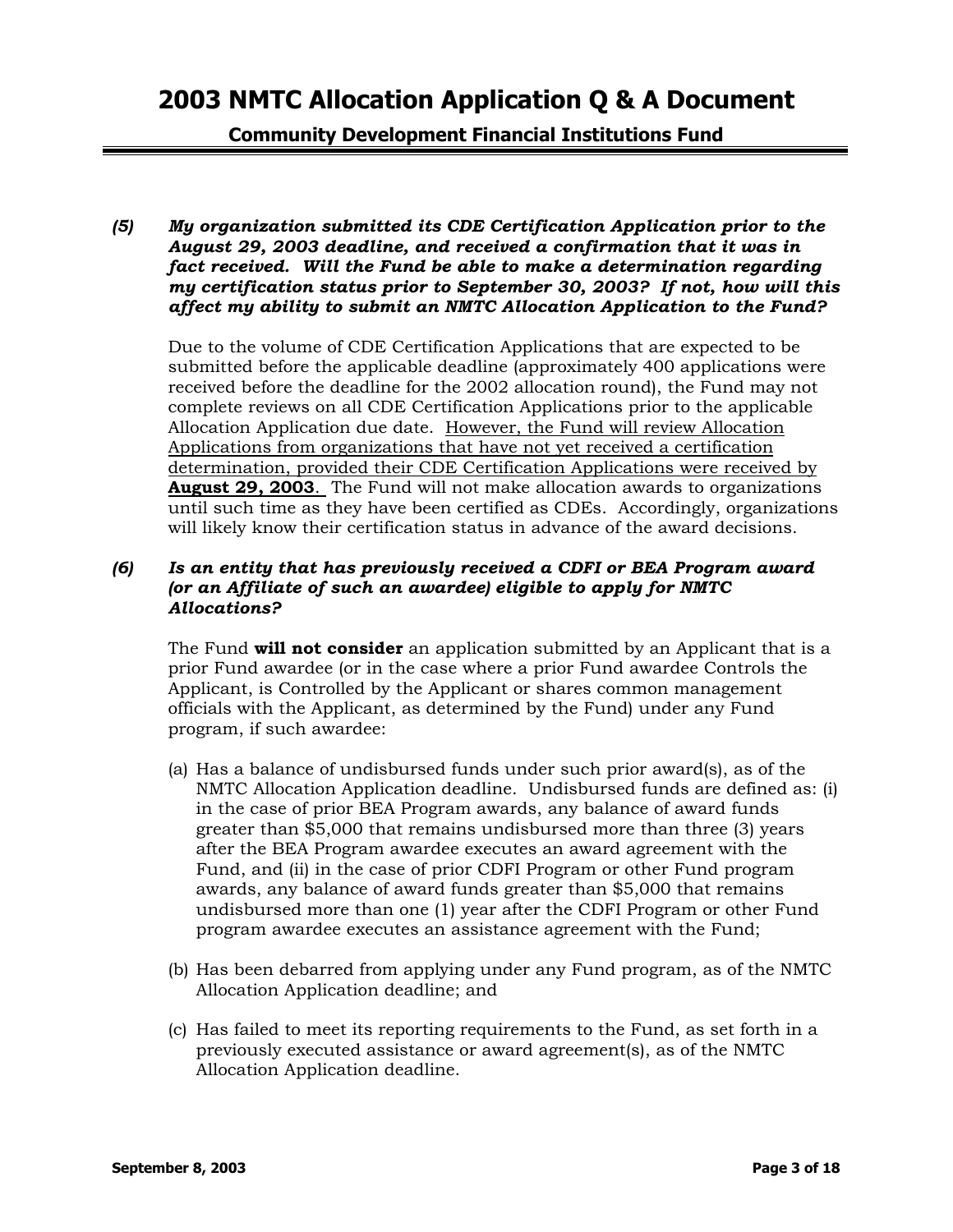***(5) My organization submitted its CDE Certification Application prior to the August 29, 2003 deadline, and received a confirmation that it was in fact received. Will the Fund be able to make a determination regarding my certification status prior to September 30, 2003? If not, how will this affect my ability to submit an NMTC Allocation Application to the Fund?***

Due to the volume of CDE Certification Applications that are expected to be submitted before the applicable deadline (approximately 400 applications were received before the deadline for the 2002 allocation round), the Fund may not complete reviews on all CDE Certification Applications prior to the applicable Allocation Application due date. <u>However, the Fund will review Allocation Applications from organizations that have not yet received a certification determination, provided their CDE Certification Applications were received by</u> <u>**August 29, 2003**</u>. The Fund will not make allocation awards to organizations until such time as they have been certified as CDEs. Accordingly, organizations will likely know their certification status in advance of the award decisions.

***(6) Is an entity that has previously received a CDFI or BEA Program award (or an Affiliate of such an awardee) eligible to apply for NMTC Allocations?***

The Fund **will not consider** an application submitted by an Applicant that is a prior Fund awardee (or in the case where a prior Fund awardee Controls the Applicant, is Controlled by the Applicant or shares common management officials with the Applicant, as determined by the Fund) under any Fund program, if such awardee:

(a) Has a balance of undisbursed funds under such prior award(s), as of the NMTC Allocation Application deadline. Undisbursed funds are defined as: (i) in the case of prior BEA Program awards, any balance of award funds greater than $5,000 that remains undisbursed more than three (3) years after the BEA Program awardee executes an award agreement with the Fund, and (ii) in the case of prior CDFI Program or other Fund program awards, any balance of award funds greater than $5,000 that remains undisbursed more than one (1) year after the CDFI Program or other Fund program awardee executes an assistance agreement with the Fund;

(b) Has been debarred from applying under any Fund program, as of the NMTC Allocation Application deadline; and

(c) Has failed to meet its reporting requirements to the Fund, as set forth in a previously executed assistance or award agreement(s), as of the NMTC Allocation Application deadline.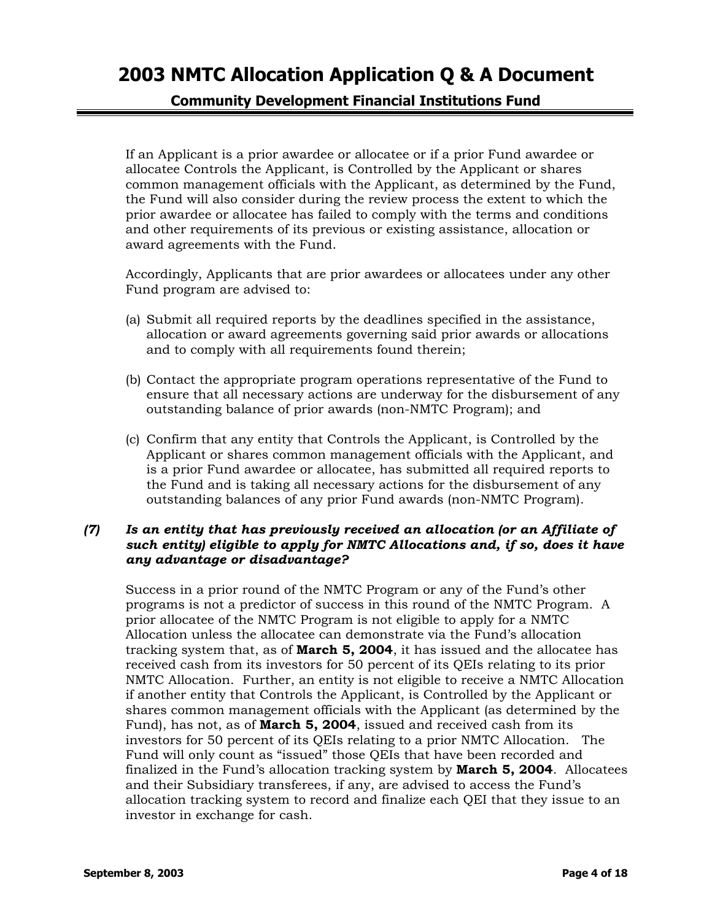If an Applicant is a prior awardee or allocatee or if a prior Fund awardee or allocatee Controls the Applicant, is Controlled by the Applicant or shares common management officials with the Applicant, as determined by the Fund, the Fund will also consider during the review process the extent to which the prior awardee or allocatee has failed to comply with the terms and conditions and other requirements of its previous or existing assistance, allocation or award agreements with the Fund.

Accordingly, Applicants that are prior awardees or allocatees under any other Fund program are advised to:

(a) Submit all required reports by the deadlines specified in the assistance, allocation or award agreements governing said prior awards or allocations and to comply with all requirements found therein;

(b) Contact the appropriate program operations representative of the Fund to ensure that all necessary actions are underway for the disbursement of any outstanding balance of prior awards (non-NMTC Program); and

(c) Confirm that any entity that Controls the Applicant, is Controlled by the Applicant or shares common management officials with the Applicant, and is a prior Fund awardee or allocatee, has submitted all required reports to the Fund and is taking all necessary actions for the disbursement of any outstanding balances of any prior Fund awards (non-NMTC Program).

### *(7) Is an entity that has previously received an allocation (or an Affiliate of such entity) eligible to apply for NMTC Allocations and, if so, does it have any advantage or disadvantage?*

Success in a prior round of the NMTC Program or any of the Fund's other programs is not a predictor of success in this round of the NMTC Program. A prior allocatee of the NMTC Program is not eligible to apply for a NMTC Allocation unless the allocatee can demonstrate via the Fund's allocation tracking system that, as of **March 5, 2004**, it has issued and the allocatee has received cash from its investors for 50 percent of its QEIs relating to its prior NMTC Allocation. Further, an entity is not eligible to receive a NMTC Allocation if another entity that Controls the Applicant, is Controlled by the Applicant or shares common management officials with the Applicant (as determined by the Fund), has not, as of **March 5, 2004**, issued and received cash from its investors for 50 percent of its QEIs relating to a prior NMTC Allocation. The Fund will only count as "issued" those QEIs that have been recorded and finalized in the Fund's allocation tracking system by **March 5, 2004**. Allocatees and their Subsidiary transferees, if any, are advised to access the Fund's allocation tracking system to record and finalize each QEI that they issue to an investor in exchange for cash.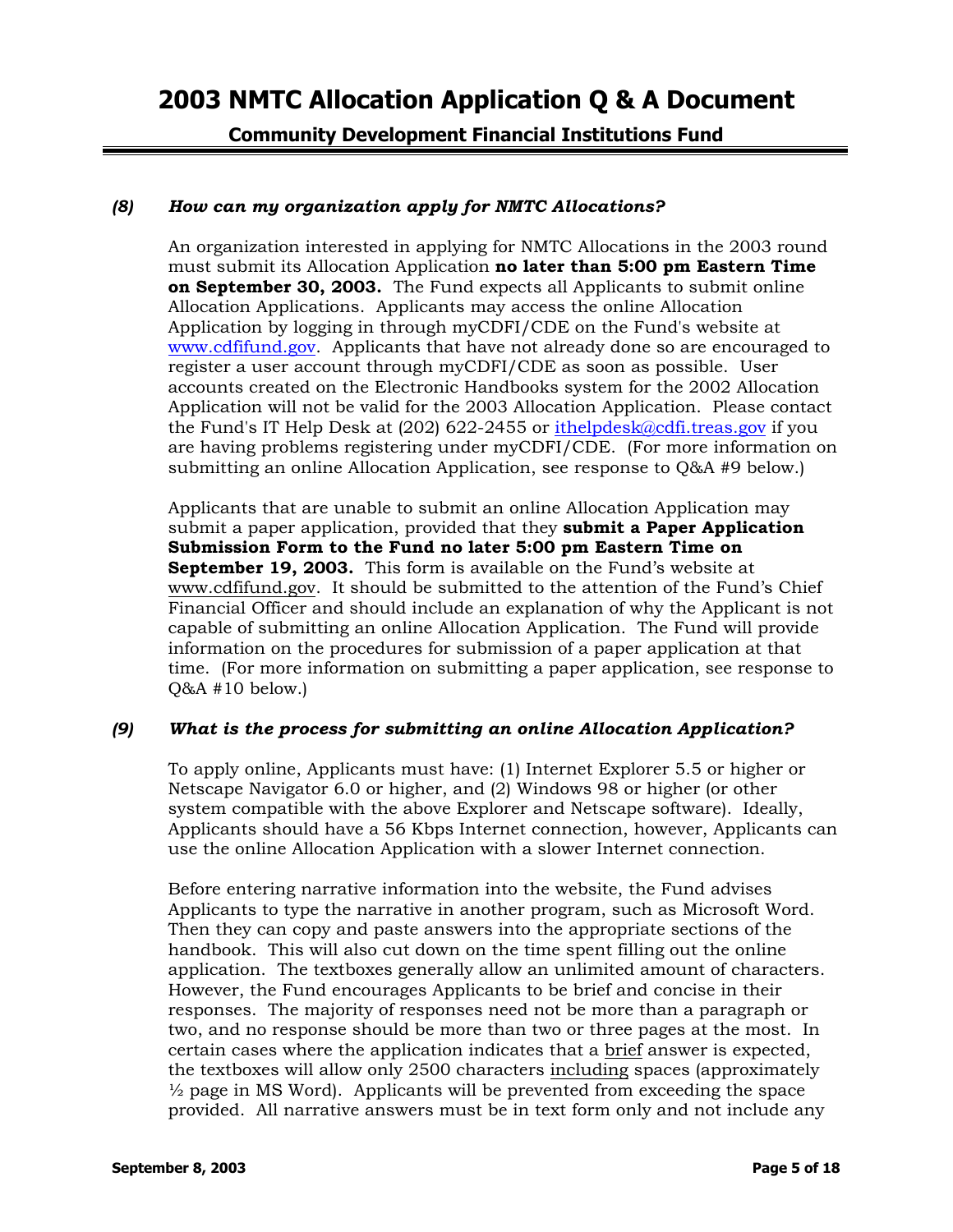### *(8) How can my organization apply for NMTC Allocations?*

An organization interested in applying for NMTC Allocations in the 2003 round must submit its Allocation Application **no later than 5:00 pm Eastern Time on September 30, 2003.** The Fund expects all Applicants to submit online Allocation Applications. Applicants may access the online Allocation Application by logging in through myCDFI/CDE on the Fund's website at www.cdfifund.gov. Applicants that have not already done so are encouraged to register a user account through myCDFI/CDE as soon as possible. User accounts created on the Electronic Handbooks system for the 2002 Allocation Application will not be valid for the 2003 Allocation Application. Please contact the Fund's IT Help Desk at (202) 622-2455 or ithelpdesk@cdfi.treas.gov if you are having problems registering under myCDFI/CDE. (For more information on submitting an online Allocation Application, see response to Q&A #9 below.)

Applicants that are unable to submit an online Allocation Application may submit a paper application, provided that they **submit a Paper Application Submission Form to the Fund no later 5:00 pm Eastern Time on September 19, 2003.** This form is available on the Fund's website at www.cdfifund.gov. It should be submitted to the attention of the Fund's Chief Financial Officer and should include an explanation of why the Applicant is not capable of submitting an online Allocation Application. The Fund will provide information on the procedures for submission of a paper application at that time. (For more information on submitting a paper application, see response to Q&A #10 below.)

### *(9) What is the process for submitting an online Allocation Application?*

To apply online, Applicants must have: (1) Internet Explorer 5.5 or higher or Netscape Navigator 6.0 or higher, and (2) Windows 98 or higher (or other system compatible with the above Explorer and Netscape software). Ideally, Applicants should have a 56 Kbps Internet connection, however, Applicants can use the online Allocation Application with a slower Internet connection.

Before entering narrative information into the website, the Fund advises Applicants to type the narrative in another program, such as Microsoft Word. Then they can copy and paste answers into the appropriate sections of the handbook. This will also cut down on the time spent filling out the online application. The textboxes generally allow an unlimited amount of characters. However, the Fund encourages Applicants to be brief and concise in their responses. The majority of responses need not be more than a paragraph or two, and no response should be more than two or three pages at the most. In certain cases where the application indicates that a brief answer is expected, the textboxes will allow only 2500 characters including spaces (approximately ½ page in MS Word). Applicants will be prevented from exceeding the space provided. All narrative answers must be in text form only and not include any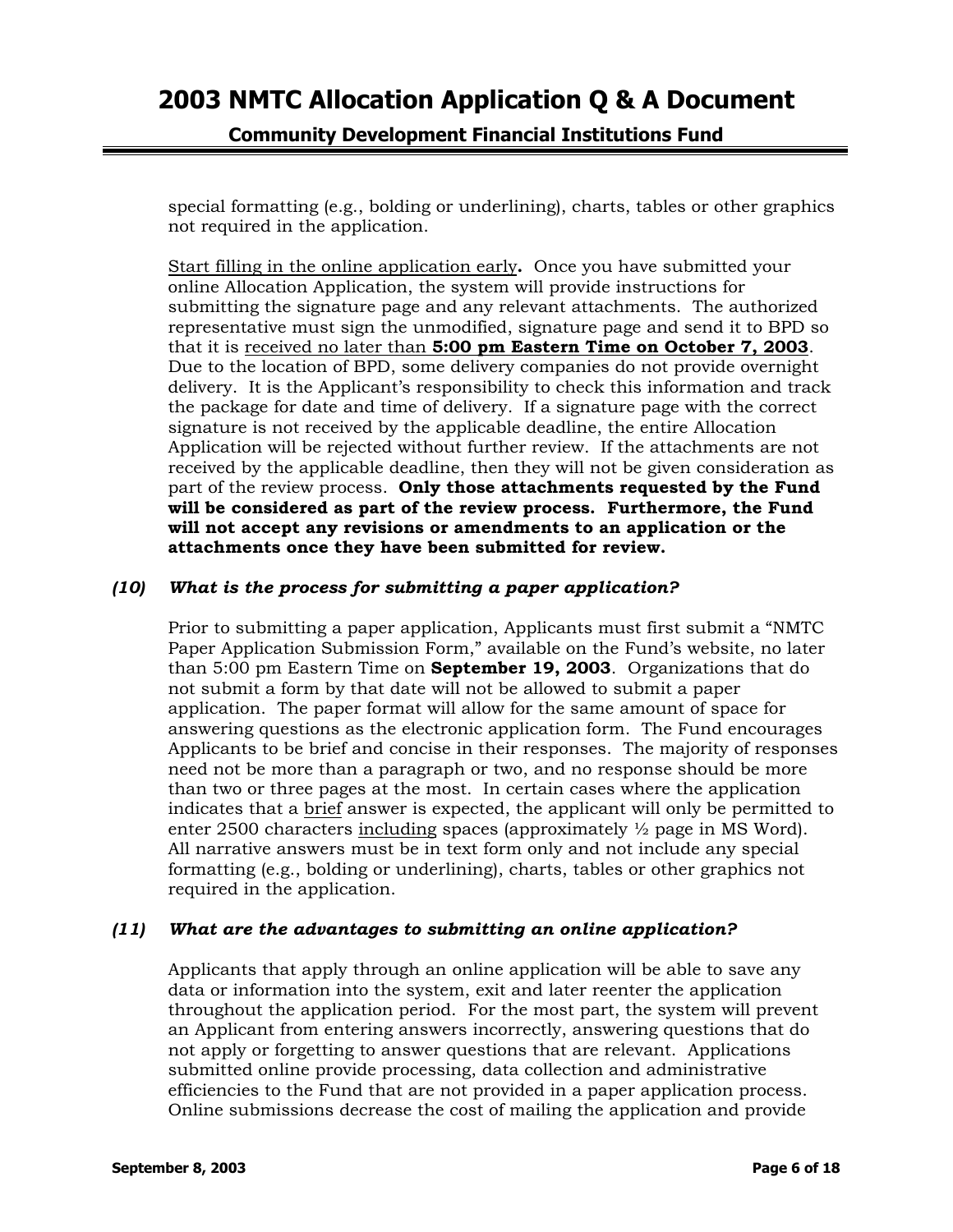special formatting (e.g., bolding or underlining), charts, tables or other graphics not required in the application.

<u>Start filling in the online application early</u>**.** Once you have submitted your online Allocation Application, the system will provide instructions for submitting the signature page and any relevant attachments. The authorized representative must sign the unmodified, signature page and send it to BPD so that it is <u>received no later than **5:00 pm Eastern Time on October 7, 2003**</u>. Due to the location of BPD, some delivery companies do not provide overnight delivery. It is the Applicant's responsibility to check this information and track the package for date and time of delivery. If a signature page with the correct signature is not received by the applicable deadline, the entire Allocation Application will be rejected without further review. If the attachments are not received by the applicable deadline, then they will not be given consideration as part of the review process. **Only those attachments requested by the Fund will be considered as part of the review process. Furthermore, the Fund will not accept any revisions or amendments to an application or the attachments once they have been submitted for review.**

### *(10) What is the process for submitting a paper application?*

Prior to submitting a paper application, Applicants must first submit a "NMTC Paper Application Submission Form," available on the Fund's website, no later than 5:00 pm Eastern Time on **September 19, 2003**. Organizations that do not submit a form by that date will not be allowed to submit a paper application. The paper format will allow for the same amount of space for answering questions as the electronic application form. The Fund encourages Applicants to be brief and concise in their responses. The majority of responses need not be more than a paragraph or two, and no response should be more than two or three pages at the most. In certain cases where the application indicates that a <u>brief</u> answer is expected, the applicant will only be permitted to enter 2500 characters <u>including</u> spaces (approximately ½ page in MS Word). All narrative answers must be in text form only and not include any special formatting (e.g., bolding or underlining), charts, tables or other graphics not required in the application.

### *(11) What are the advantages to submitting an online application?*

Applicants that apply through an online application will be able to save any data or information into the system, exit and later reenter the application throughout the application period. For the most part, the system will prevent an Applicant from entering answers incorrectly, answering questions that do not apply or forgetting to answer questions that are relevant. Applications submitted online provide processing, data collection and administrative efficiencies to the Fund that are not provided in a paper application process. Online submissions decrease the cost of mailing the application and provide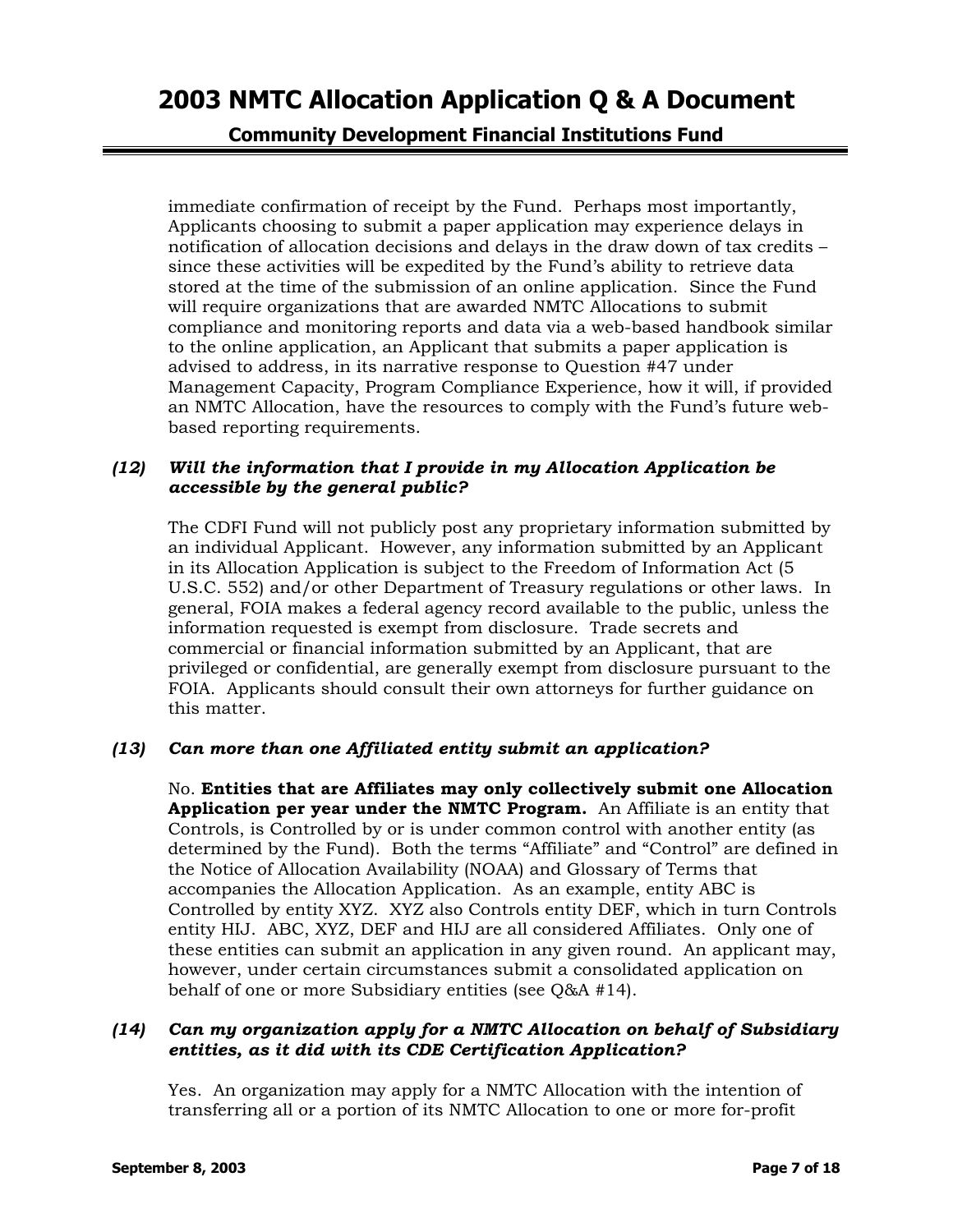immediate confirmation of receipt by the Fund. Perhaps most importantly, Applicants choosing to submit a paper application may experience delays in notification of allocation decisions and delays in the draw down of tax credits – since these activities will be expedited by the Fund's ability to retrieve data stored at the time of the submission of an online application. Since the Fund will require organizations that are awarded NMTC Allocations to submit compliance and monitoring reports and data via a web-based handbook similar to the online application, an Applicant that submits a paper application is advised to address, in its narrative response to Question #47 under Management Capacity, Program Compliance Experience, how it will, if provided an NMTC Allocation, have the resources to comply with the Fund's future web-based reporting requirements.

***(12) Will the information that I provide in my Allocation Application be accessible by the general public?***

The CDFI Fund will not publicly post any proprietary information submitted by an individual Applicant. However, any information submitted by an Applicant in its Allocation Application is subject to the Freedom of Information Act (5 U.S.C. 552) and/or other Department of Treasury regulations or other laws. In general, FOIA makes a federal agency record available to the public, unless the information requested is exempt from disclosure. Trade secrets and commercial or financial information submitted by an Applicant, that are privileged or confidential, are generally exempt from disclosure pursuant to the FOIA. Applicants should consult their own attorneys for further guidance on this matter.

***(13) Can more than one Affiliated entity submit an application?***

No. **Entities that are Affiliates may only collectively submit one Allocation Application per year under the NMTC Program.** An Affiliate is an entity that Controls, is Controlled by or is under common control with another entity (as determined by the Fund). Both the terms "Affiliate" and "Control" are defined in the Notice of Allocation Availability (NOAA) and Glossary of Terms that accompanies the Allocation Application. As an example, entity ABC is Controlled by entity XYZ. XYZ also Controls entity DEF, which in turn Controls entity HIJ. ABC, XYZ, DEF and HIJ are all considered Affiliates. Only one of these entities can submit an application in any given round. An applicant may, however, under certain circumstances submit a consolidated application on behalf of one or more Subsidiary entities (see Q&A #14).

***(14) Can my organization apply for a NMTC Allocation on behalf of Subsidiary entities, as it did with its CDE Certification Application?***

Yes. An organization may apply for a NMTC Allocation with the intention of transferring all or a portion of its NMTC Allocation to one or more for-profit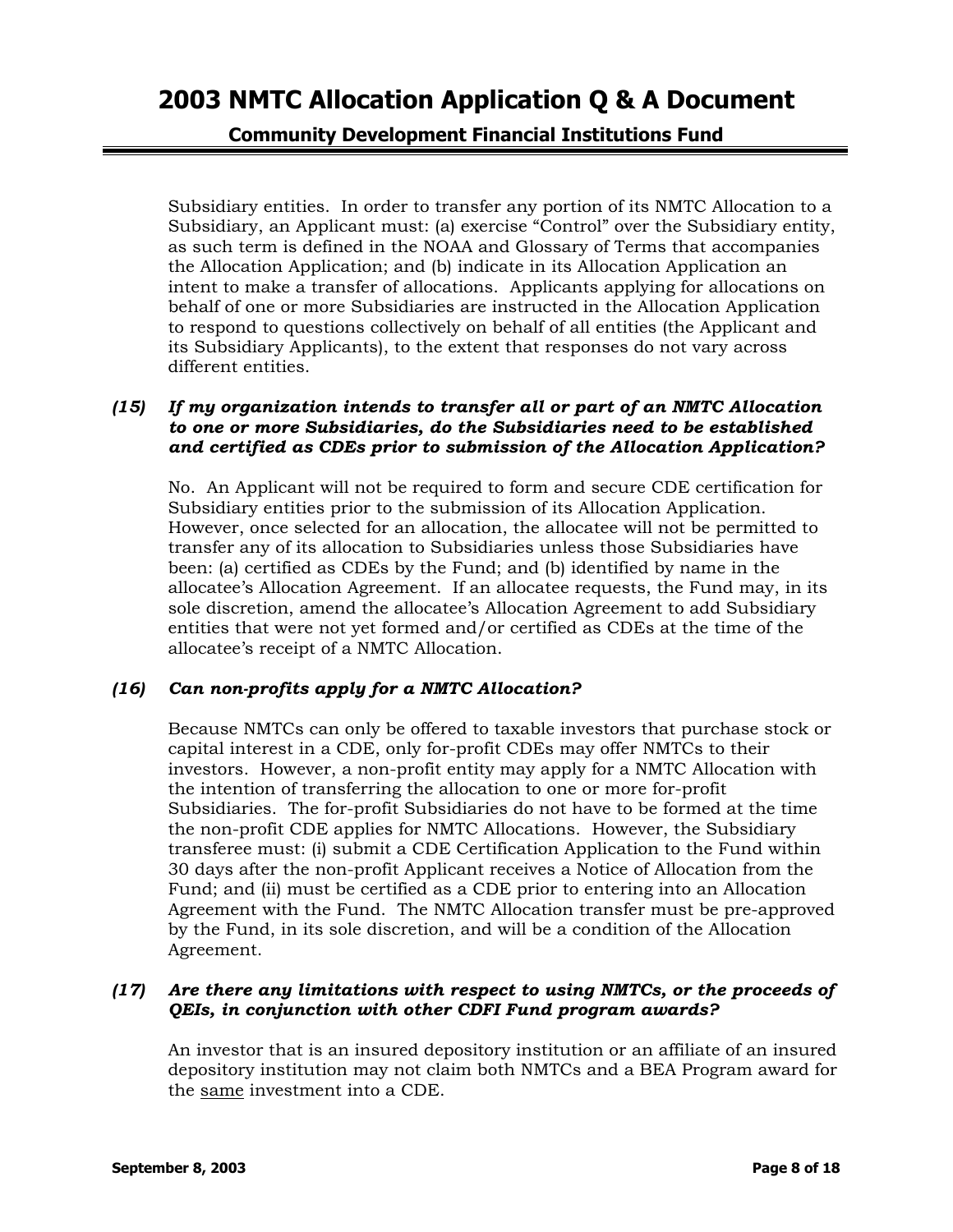Subsidiary entities. In order to transfer any portion of its NMTC Allocation to a Subsidiary, an Applicant must: (a) exercise "Control" over the Subsidiary entity, as such term is defined in the NOAA and Glossary of Terms that accompanies the Allocation Application; and (b) indicate in its Allocation Application an intent to make a transfer of allocations. Applicants applying for allocations on behalf of one or more Subsidiaries are instructed in the Allocation Application to respond to questions collectively on behalf of all entities (the Applicant and its Subsidiary Applicants), to the extent that responses do not vary across different entities.

### *(15) If my organization intends to transfer all or part of an NMTC Allocation to one or more Subsidiaries, do the Subsidiaries need to be established and certified as CDEs prior to submission of the Allocation Application?*

No. An Applicant will not be required to form and secure CDE certification for Subsidiary entities prior to the submission of its Allocation Application. However, once selected for an allocation, the allocatee will not be permitted to transfer any of its allocation to Subsidiaries unless those Subsidiaries have been: (a) certified as CDEs by the Fund; and (b) identified by name in the allocatee's Allocation Agreement. If an allocatee requests, the Fund may, in its sole discretion, amend the allocatee's Allocation Agreement to add Subsidiary entities that were not yet formed and/or certified as CDEs at the time of the allocatee's receipt of a NMTC Allocation.

### *(16) Can non-profits apply for a NMTC Allocation?*

Because NMTCs can only be offered to taxable investors that purchase stock or capital interest in a CDE, only for-profit CDEs may offer NMTCs to their investors. However, a non-profit entity may apply for a NMTC Allocation with the intention of transferring the allocation to one or more for-profit Subsidiaries. The for-profit Subsidiaries do not have to be formed at the time the non-profit CDE applies for NMTC Allocations. However, the Subsidiary transferee must: (i) submit a CDE Certification Application to the Fund within 30 days after the non-profit Applicant receives a Notice of Allocation from the Fund; and (ii) must be certified as a CDE prior to entering into an Allocation Agreement with the Fund. The NMTC Allocation transfer must be pre-approved by the Fund, in its sole discretion, and will be a condition of the Allocation Agreement.

### *(17) Are there any limitations with respect to using NMTCs, or the proceeds of QEIs, in conjunction with other CDFI Fund program awards?*

An investor that is an insured depository institution or an affiliate of an insured depository institution may not claim both NMTCs and a BEA Program award for the <u>same</u> investment into a CDE.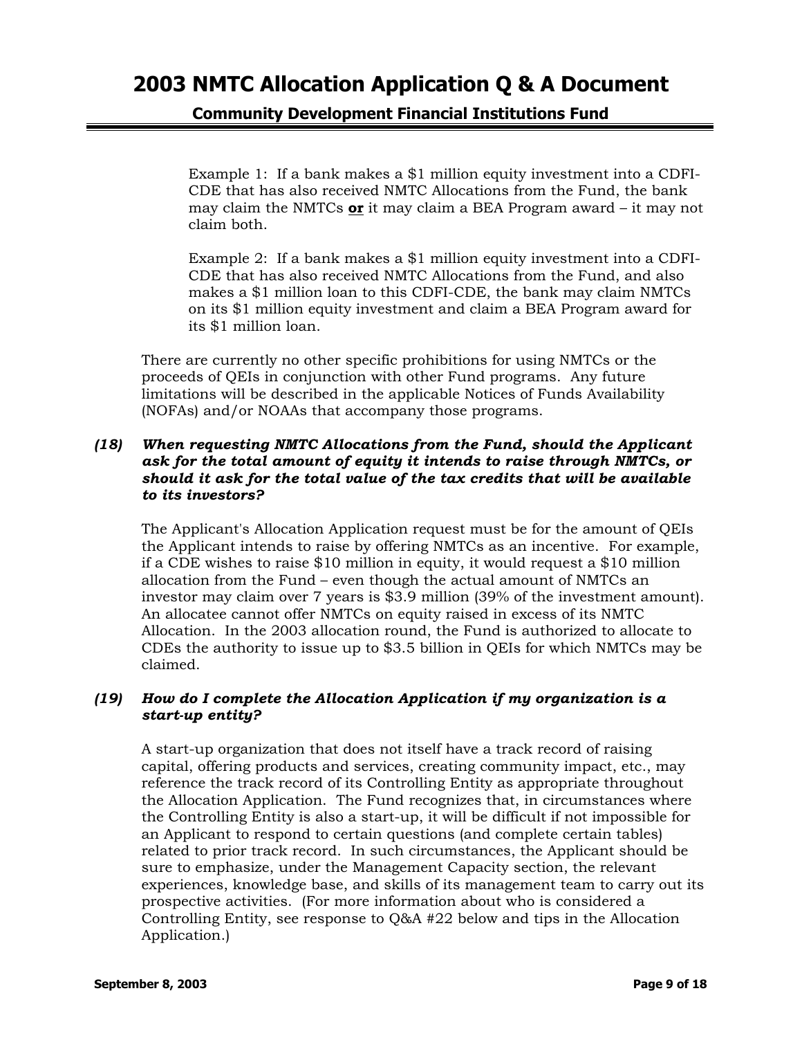Example 1: If a bank makes a $1 million equity investment into a CDFI-CDE that has also received NMTC Allocations from the Fund, the bank may claim the NMTCs **<u>or</u>** it may claim a BEA Program award – it may not claim both.

Example 2: If a bank makes a $1 million equity investment into a CDFI-CDE that has also received NMTC Allocations from the Fund, and also makes a $1 million loan to this CDFI-CDE, the bank may claim NMTCs on its $1 million equity investment and claim a BEA Program award for its $1 million loan.

There are currently no other specific prohibitions for using NMTCs or the proceeds of QEIs in conjunction with other Fund programs. Any future limitations will be described in the applicable Notices of Funds Availability (NOFAs) and/or NOAAs that accompany those programs.

***(18) When requesting NMTC Allocations from the Fund, should the Applicant ask for the total amount of equity it intends to raise through NMTCs, or should it ask for the total value of the tax credits that will be available to its investors?***

The Applicant's Allocation Application request must be for the amount of QEIs the Applicant intends to raise by offering NMTCs as an incentive. For example, if a CDE wishes to raise $10 million in equity, it would request a $10 million allocation from the Fund – even though the actual amount of NMTCs an investor may claim over 7 years is $3.9 million (39% of the investment amount). An allocatee cannot offer NMTCs on equity raised in excess of its NMTC Allocation. In the 2003 allocation round, the Fund is authorized to allocate to CDEs the authority to issue up to $3.5 billion in QEIs for which NMTCs may be claimed.

***(19) How do I complete the Allocation Application if my organization is a start-up entity?***

A start-up organization that does not itself have a track record of raising capital, offering products and services, creating community impact, etc., may reference the track record of its Controlling Entity as appropriate throughout the Allocation Application. The Fund recognizes that, in circumstances where the Controlling Entity is also a start-up, it will be difficult if not impossible for an Applicant to respond to certain questions (and complete certain tables) related to prior track record. In such circumstances, the Applicant should be sure to emphasize, under the Management Capacity section, the relevant experiences, knowledge base, and skills of its management team to carry out its prospective activities. (For more information about who is considered a Controlling Entity, see response to Q&A #22 below and tips in the Allocation Application.)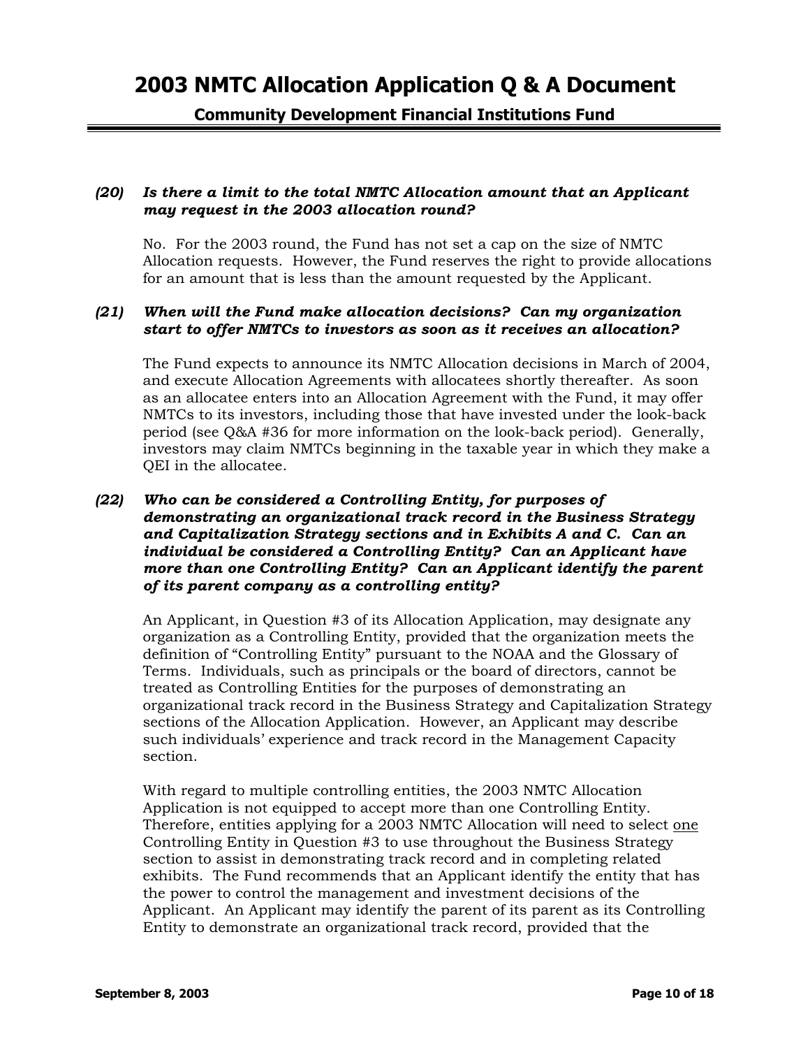***(20) Is there a limit to the total NMTC Allocation amount that an Applicant may request in the 2003 allocation round?***

No. For the 2003 round, the Fund has not set a cap on the size of NMTC Allocation requests. However, the Fund reserves the right to provide allocations for an amount that is less than the amount requested by the Applicant.

***(21) When will the Fund make allocation decisions? Can my organization start to offer NMTCs to investors as soon as it receives an allocation?***

The Fund expects to announce its NMTC Allocation decisions in March of 2004, and execute Allocation Agreements with allocatees shortly thereafter. As soon as an allocatee enters into an Allocation Agreement with the Fund, it may offer NMTCs to its investors, including those that have invested under the look-back period (see Q&A #36 for more information on the look-back period). Generally, investors may claim NMTCs beginning in the taxable year in which they make a QEI in the allocatee.

***(22) Who can be considered a Controlling Entity, for purposes of demonstrating an organizational track record in the Business Strategy and Capitalization Strategy sections and in Exhibits A and C. Can an individual be considered a Controlling Entity? Can an Applicant have more than one Controlling Entity? Can an Applicant identify the parent of its parent company as a controlling entity?***

An Applicant, in Question #3 of its Allocation Application, may designate any organization as a Controlling Entity, provided that the organization meets the definition of "Controlling Entity" pursuant to the NOAA and the Glossary of Terms. Individuals, such as principals or the board of directors, cannot be treated as Controlling Entities for the purposes of demonstrating an organizational track record in the Business Strategy and Capitalization Strategy sections of the Allocation Application. However, an Applicant may describe such individuals' experience and track record in the Management Capacity section.

With regard to multiple controlling entities, the 2003 NMTC Allocation Application is not equipped to accept more than one Controlling Entity. Therefore, entities applying for a 2003 NMTC Allocation will need to select <u>one</u> Controlling Entity in Question #3 to use throughout the Business Strategy section to assist in demonstrating track record and in completing related exhibits. The Fund recommends that an Applicant identify the entity that has the power to control the management and investment decisions of the Applicant. An Applicant may identify the parent of its parent as its Controlling Entity to demonstrate an organizational track record, provided that the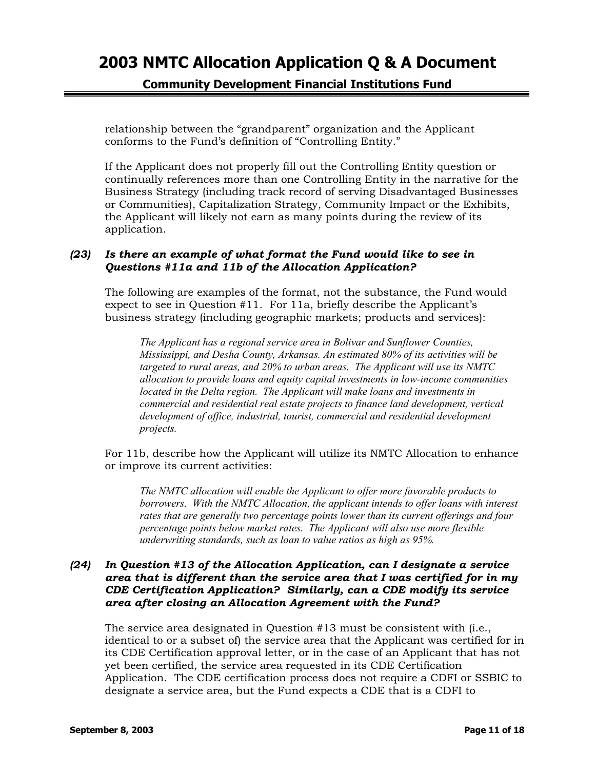relationship between the "grandparent" organization and the Applicant conforms to the Fund's definition of "Controlling Entity."

If the Applicant does not properly fill out the Controlling Entity question or continually references more than one Controlling Entity in the narrative for the Business Strategy (including track record of serving Disadvantaged Businesses or Communities), Capitalization Strategy, Community Impact or the Exhibits, the Applicant will likely not earn as many points during the review of its application.

### *(23) Is there an example of what format the Fund would like to see in Questions #11a and 11b of the Allocation Application?*

The following are examples of the format, not the substance, the Fund would expect to see in Question #11. For 11a, briefly describe the Applicant's business strategy (including geographic markets; products and services):

> *The Applicant has a regional service area in Bolivar and Sunflower Counties, Mississippi, and Desha County, Arkansas. An estimated 80% of its activities will be targeted to rural areas, and 20% to urban areas. The Applicant will use its NMTC allocation to provide loans and equity capital investments in low-income communities located in the Delta region. The Applicant will make loans and investments in commercial and residential real estate projects to finance land development, vertical development of office, industrial, tourist, commercial and residential development projects.*

For 11b, describe how the Applicant will utilize its NMTC Allocation to enhance or improve its current activities:

> *The NMTC allocation will enable the Applicant to offer more favorable products to borrowers. With the NMTC Allocation, the applicant intends to offer loans with interest rates that are generally two percentage points lower than its current offerings and four percentage points below market rates. The Applicant will also use more flexible underwriting standards, such as loan to value ratios as high as 95%.*

### *(24) In Question #13 of the Allocation Application, can I designate a service area that is different than the service area that I was certified for in my CDE Certification Application? Similarly, can a CDE modify its service area after closing an Allocation Agreement with the Fund?*

The service area designated in Question #13 must be consistent with (i.e., identical to or a subset of) the service area that the Applicant was certified for in its CDE Certification approval letter, or in the case of an Applicant that has not yet been certified, the service area requested in its CDE Certification Application. The CDE certification process does not require a CDFI or SSBIC to designate a service area, but the Fund expects a CDE that is a CDFI to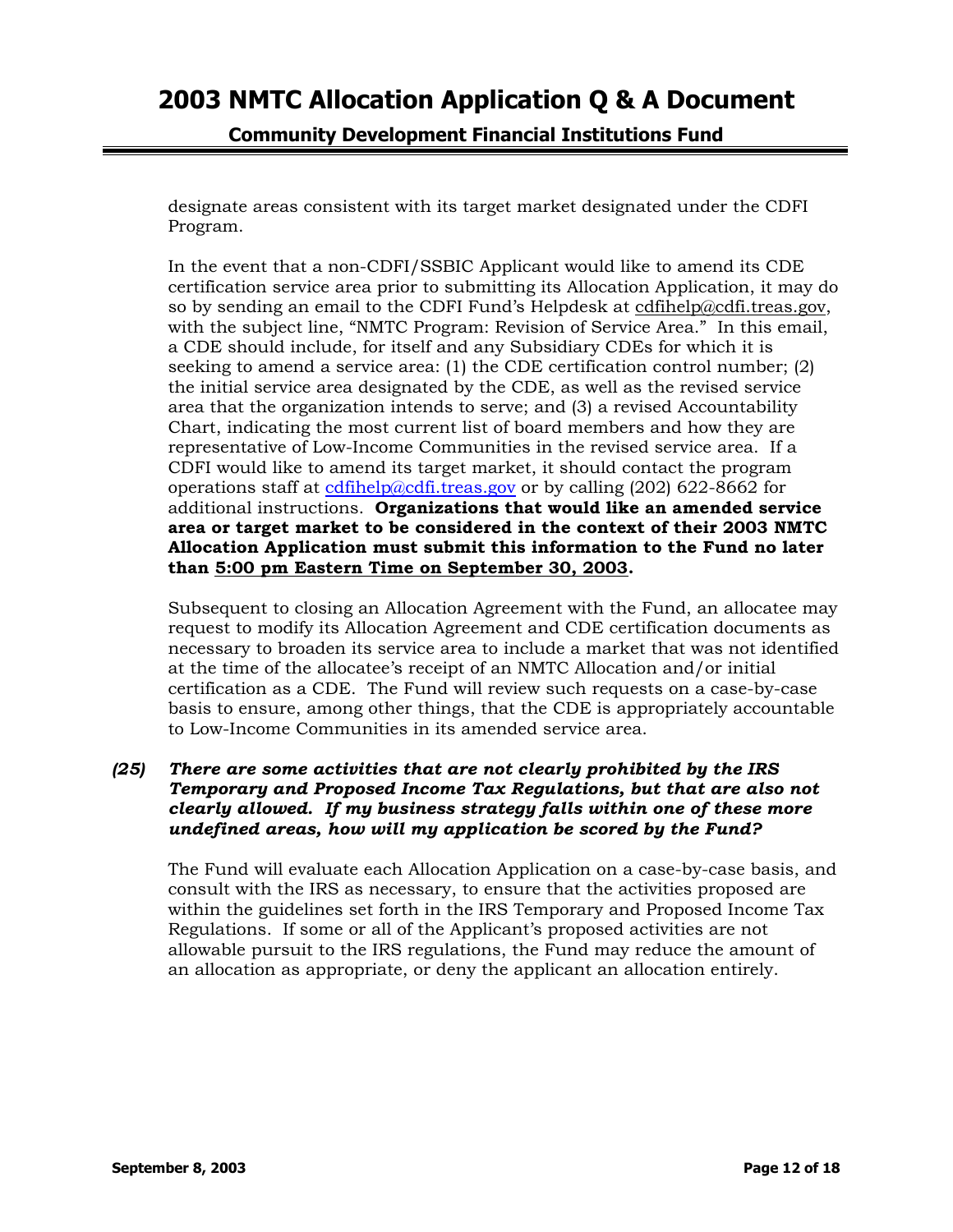designate areas consistent with its target market designated under the CDFI Program.

In the event that a non-CDFI/SSBIC Applicant would like to amend its CDE certification service area prior to submitting its Allocation Application, it may do so by sending an email to the CDFI Fund's Helpdesk at cdfihelp@cdfi.treas.gov, with the subject line, "NMTC Program: Revision of Service Area." In this email, a CDE should include, for itself and any Subsidiary CDEs for which it is seeking to amend a service area: (1) the CDE certification control number; (2) the initial service area designated by the CDE, as well as the revised service area that the organization intends to serve; and (3) a revised Accountability Chart, indicating the most current list of board members and how they are representative of Low-Income Communities in the revised service area. If a CDFI would like to amend its target market, it should contact the program operations staff at cdfihelp@cdfi.treas.gov or by calling (202) 622-8662 for additional instructions. **Organizations that would like an amended service area or target market to be considered in the context of their 2003 NMTC Allocation Application must submit this information to the Fund no later than 5:00 pm Eastern Time on September 30, 2003.**

Subsequent to closing an Allocation Agreement with the Fund, an allocatee may request to modify its Allocation Agreement and CDE certification documents as necessary to broaden its service area to include a market that was not identified at the time of the allocatee's receipt of an NMTC Allocation and/or initial certification as a CDE. The Fund will review such requests on a case-by-case basis to ensure, among other things, that the CDE is appropriately accountable to Low-Income Communities in its amended service area.

***(25) There are some activities that are not clearly prohibited by the IRS Temporary and Proposed Income Tax Regulations, but that are also not clearly allowed. If my business strategy falls within one of these more undefined areas, how will my application be scored by the Fund?***

The Fund will evaluate each Allocation Application on a case-by-case basis, and consult with the IRS as necessary, to ensure that the activities proposed are within the guidelines set forth in the IRS Temporary and Proposed Income Tax Regulations. If some or all of the Applicant's proposed activities are not allowable pursuit to the IRS regulations, the Fund may reduce the amount of an allocation as appropriate, or deny the applicant an allocation entirely.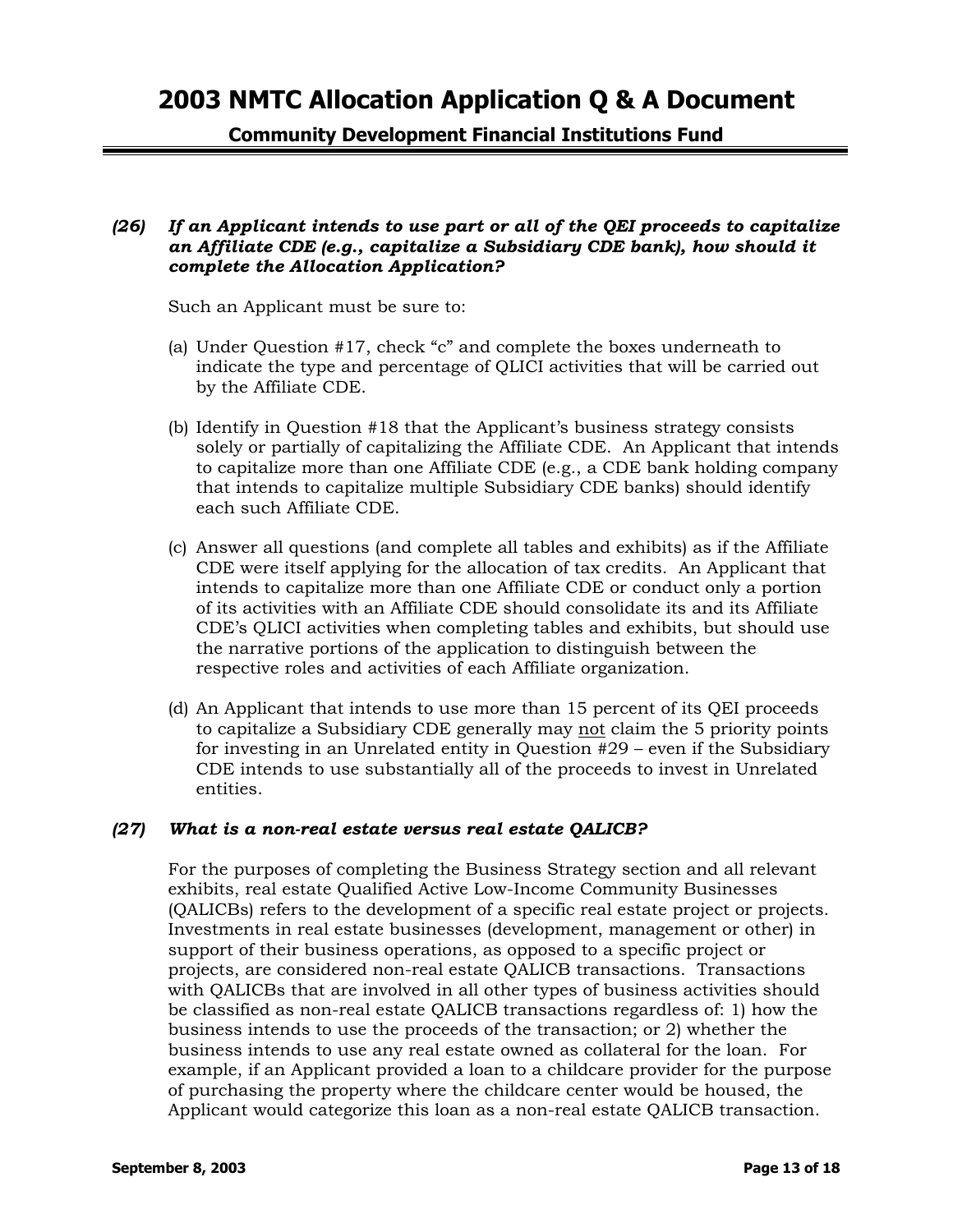***(26) If an Applicant intends to use part or all of the QEI proceeds to capitalize an Affiliate CDE (e.g., capitalize a Subsidiary CDE bank), how should it complete the Allocation Application?***

Such an Applicant must be sure to:

(a) Under Question #17, check "c" and complete the boxes underneath to indicate the type and percentage of QLICI activities that will be carried out by the Affiliate CDE.

(b) Identify in Question #18 that the Applicant's business strategy consists solely or partially of capitalizing the Affiliate CDE. An Applicant that intends to capitalize more than one Affiliate CDE (e.g., a CDE bank holding company that intends to capitalize multiple Subsidiary CDE banks) should identify each such Affiliate CDE.

(c) Answer all questions (and complete all tables and exhibits) as if the Affiliate CDE were itself applying for the allocation of tax credits. An Applicant that intends to capitalize more than one Affiliate CDE or conduct only a portion of its activities with an Affiliate CDE should consolidate its and its Affiliate CDE's QLICI activities when completing tables and exhibits, but should use the narrative portions of the application to distinguish between the respective roles and activities of each Affiliate organization.

(d) An Applicant that intends to use more than 15 percent of its QEI proceeds to capitalize a Subsidiary CDE generally may <u>not</u> claim the 5 priority points for investing in an Unrelated entity in Question #29 – even if the Subsidiary CDE intends to use substantially all of the proceeds to invest in Unrelated entities.

***(27) What is a non-real estate versus real estate QALICB?***

For the purposes of completing the Business Strategy section and all relevant exhibits, real estate Qualified Active Low-Income Community Businesses (QALICBs) refers to the development of a specific real estate project or projects. Investments in real estate businesses (development, management or other) in support of their business operations, as opposed to a specific project or projects, are considered non-real estate QALICB transactions. Transactions with QALICBs that are involved in all other types of business activities should be classified as non-real estate QALICB transactions regardless of: 1) how the business intends to use the proceeds of the transaction; or 2) whether the business intends to use any real estate owned as collateral for the loan. For example, if an Applicant provided a loan to a childcare provider for the purpose of purchasing the property where the childcare center would be housed, the Applicant would categorize this loan as a non-real estate QALICB transaction.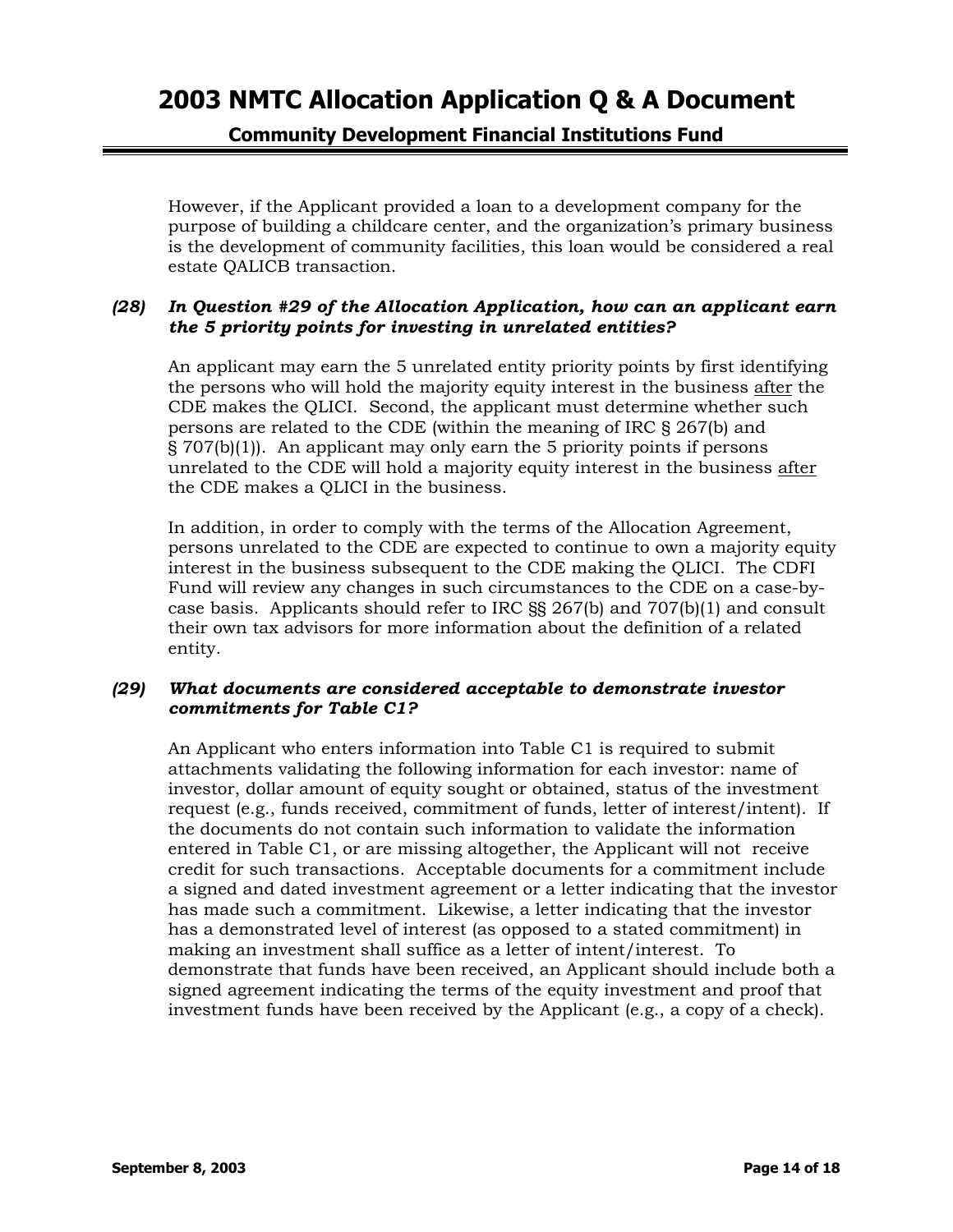However, if the Applicant provided a loan to a development company for the purpose of building a childcare center, and the organization's primary business is the development of community facilities, this loan would be considered a real estate QALICB transaction.

***(28) In Question #29 of the Allocation Application, how can an applicant earn the 5 priority points for investing in unrelated entities?***

An applicant may earn the 5 unrelated entity priority points by first identifying the persons who will hold the majority equity interest in the business <u>after</u> the CDE makes the QLICI. Second, the applicant must determine whether such persons are related to the CDE (within the meaning of IRC § 267(b) and § 707(b)(1)). An applicant may only earn the 5 priority points if persons unrelated to the CDE will hold a majority equity interest in the business <u>after</u> the CDE makes a QLICI in the business.

In addition, in order to comply with the terms of the Allocation Agreement, persons unrelated to the CDE are expected to continue to own a majority equity interest in the business subsequent to the CDE making the QLICI. The CDFI Fund will review any changes in such circumstances to the CDE on a case-by-case basis. Applicants should refer to IRC §§ 267(b) and 707(b)(1) and consult their own tax advisors for more information about the definition of a related entity.

***(29) What documents are considered acceptable to demonstrate investor commitments for Table C1?***

An Applicant who enters information into Table C1 is required to submit attachments validating the following information for each investor: name of investor, dollar amount of equity sought or obtained, status of the investment request (e.g., funds received, commitment of funds, letter of interest/intent). If the documents do not contain such information to validate the information entered in Table C1, or are missing altogether, the Applicant will not receive credit for such transactions. Acceptable documents for a commitment include a signed and dated investment agreement or a letter indicating that the investor has made such a commitment. Likewise, a letter indicating that the investor has a demonstrated level of interest (as opposed to a stated commitment) in making an investment shall suffice as a letter of intent/interest. To demonstrate that funds have been received, an Applicant should include both a signed agreement indicating the terms of the equity investment and proof that investment funds have been received by the Applicant (e.g., a copy of a check).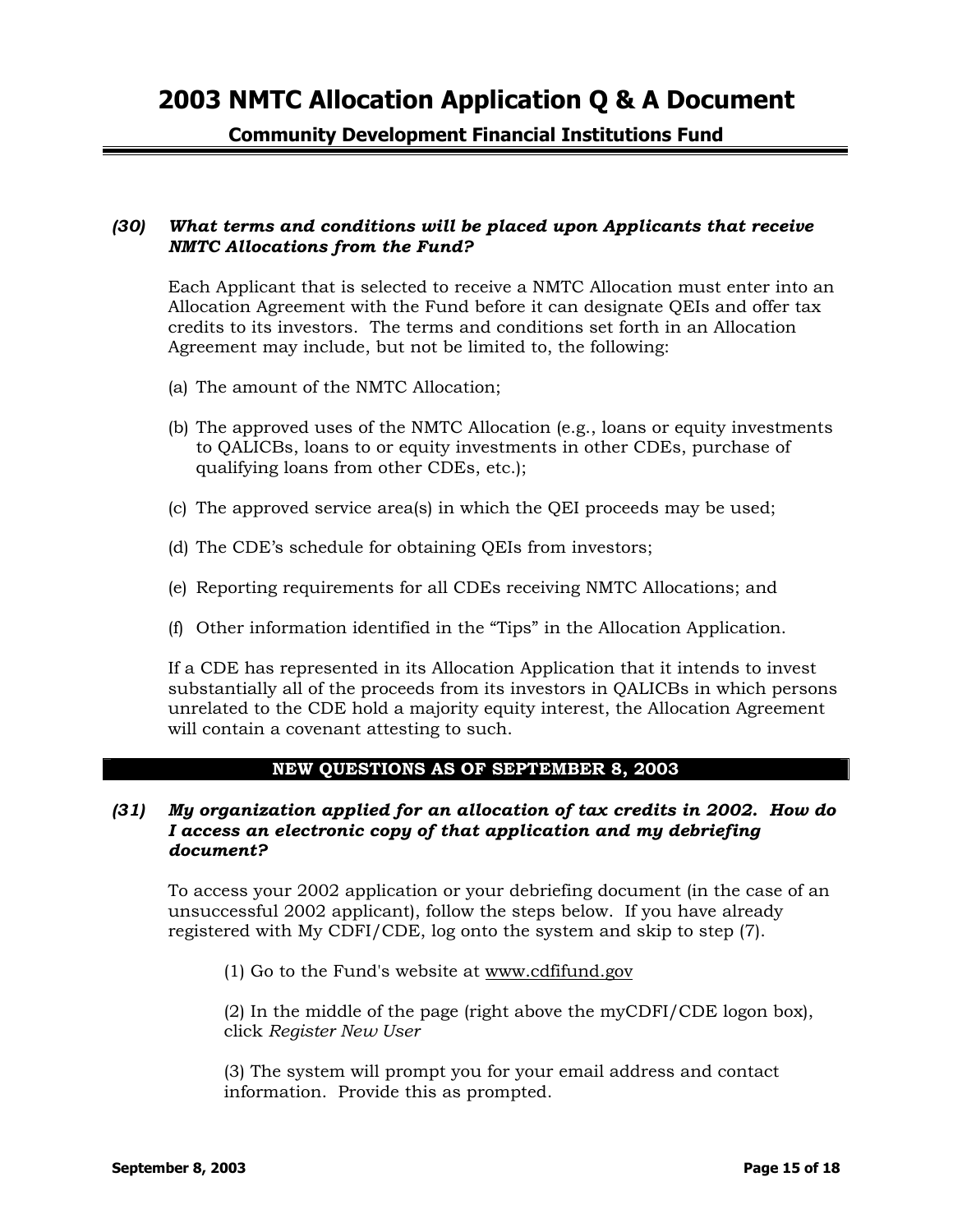***(30) What terms and conditions will be placed upon Applicants that receive NMTC Allocations from the Fund?***

Each Applicant that is selected to receive a NMTC Allocation must enter into an Allocation Agreement with the Fund before it can designate QEIs and offer tax credits to its investors. The terms and conditions set forth in an Allocation Agreement may include, but not be limited to, the following:

(a) The amount of the NMTC Allocation;

(b) The approved uses of the NMTC Allocation (e.g., loans or equity investments to QALICBs, loans to or equity investments in other CDEs, purchase of qualifying loans from other CDEs, etc.);

(c) The approved service area(s) in which the QEI proceeds may be used;

(d) The CDE's schedule for obtaining QEIs from investors;

(e) Reporting requirements for all CDEs receiving NMTC Allocations; and

(f) Other information identified in the "Tips" in the Allocation Application.

If a CDE has represented in its Allocation Application that it intends to invest substantially all of the proceeds from its investors in QALICBs in which persons unrelated to the CDE hold a majority equity interest, the Allocation Agreement will contain a covenant attesting to such.

## NEW QUESTIONS AS OF SEPTEMBER 8, 2003

***(31) My organization applied for an allocation of tax credits in 2002. How do I access an electronic copy of that application and my debriefing document?***

To access your 2002 application or your debriefing document (in the case of an unsuccessful 2002 applicant), follow the steps below. If you have already registered with My CDFI/CDE, log onto the system and skip to step (7).

(1) Go to the Fund's website at www.cdfifund.gov

(2) In the middle of the page (right above the myCDFI/CDE logon box), click *Register New User*

(3) The system will prompt you for your email address and contact information. Provide this as prompted.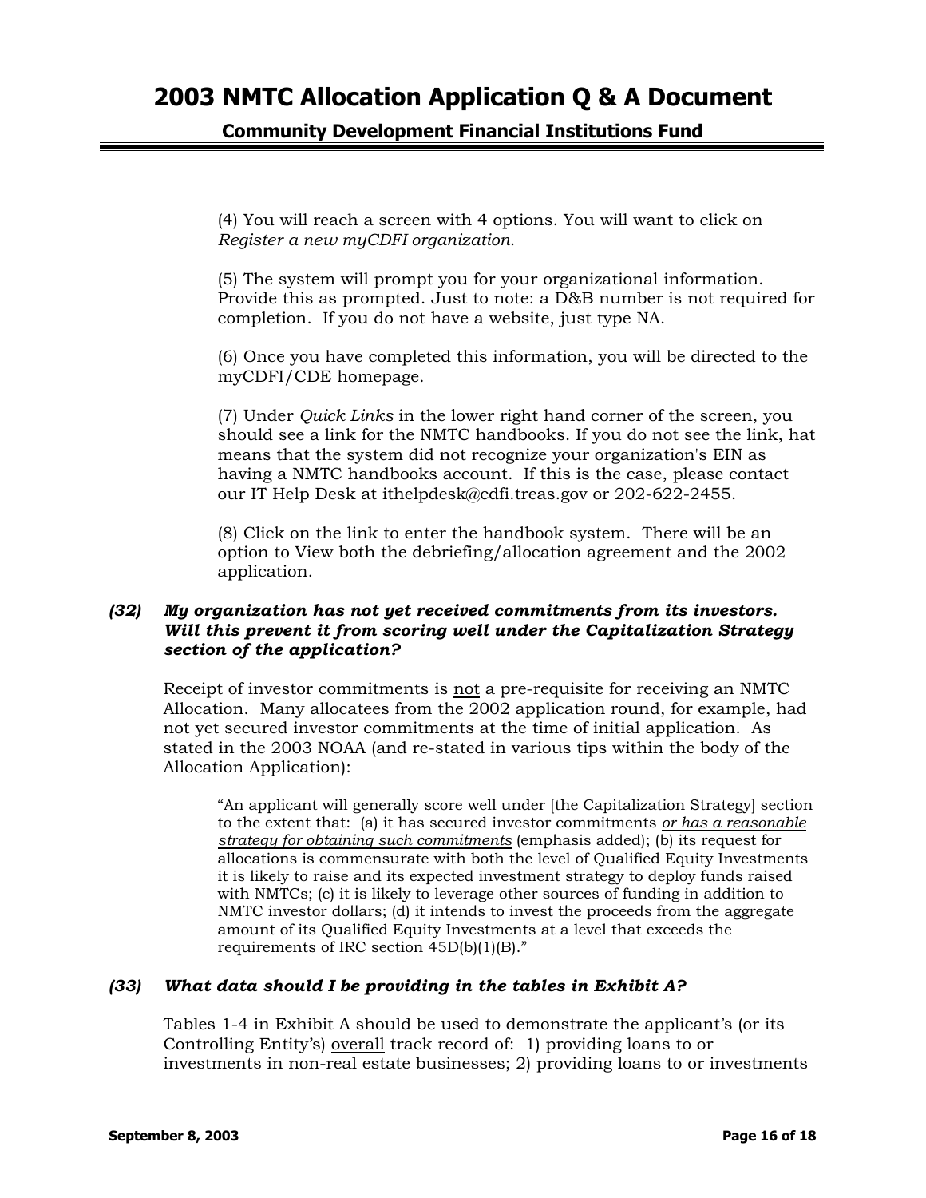(4) You will reach a screen with 4 options. You will want to click on *Register a new myCDFI organization.*

(5) The system will prompt you for your organizational information. Provide this as prompted. Just to note: a D&B number is not required for completion. If you do not have a website, just type NA.

(6) Once you have completed this information, you will be directed to the myCDFI/CDE homepage.

(7) Under *Quick Links* in the lower right hand corner of the screen, you should see a link for the NMTC handbooks. If you do not see the link, hat means that the system did not recognize your organization's EIN as having a NMTC handbooks account. If this is the case, please contact our IT Help Desk at ithelpdesk@cdfi.treas.gov or 202-622-2455.

(8) Click on the link to enter the handbook system. There will be an option to View both the debriefing/allocation agreement and the 2002 application.

***(32) My organization has not yet received commitments from its investors. Will this prevent it from scoring well under the Capitalization Strategy section of the application?***

Receipt of investor commitments is not a pre-requisite for receiving an NMTC Allocation. Many allocatees from the 2002 application round, for example, had not yet secured investor commitments at the time of initial application. As stated in the 2003 NOAA (and re-stated in various tips within the body of the Allocation Application):

> "An applicant will generally score well under [the Capitalization Strategy] section to the extent that: (a) it has secured investor commitments *or has a reasonable strategy for obtaining such commitments* (emphasis added); (b) its request for allocations is commensurate with both the level of Qualified Equity Investments it is likely to raise and its expected investment strategy to deploy funds raised with NMTCs; (c) it is likely to leverage other sources of funding in addition to NMTC investor dollars; (d) it intends to invest the proceeds from the aggregate amount of its Qualified Equity Investments at a level that exceeds the requirements of IRC section 45D(b)(1)(B)."

***(33) What data should I be providing in the tables in Exhibit A?***

Tables 1-4 in Exhibit A should be used to demonstrate the applicant's (or its Controlling Entity's) overall track record of: 1) providing loans to or investments in non-real estate businesses; 2) providing loans to or investments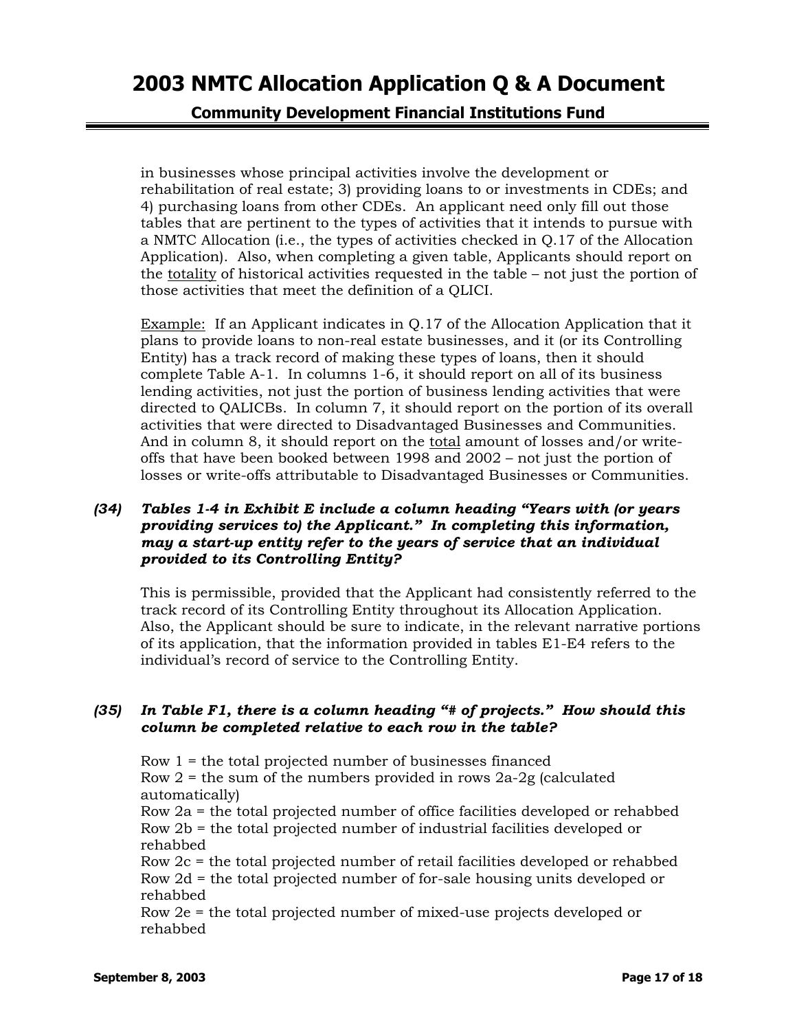in businesses whose principal activities involve the development or rehabilitation of real estate; 3) providing loans to or investments in CDEs; and 4) purchasing loans from other CDEs. An applicant need only fill out those tables that are pertinent to the types of activities that it intends to pursue with a NMTC Allocation (i.e., the types of activities checked in Q.17 of the Allocation Application). Also, when completing a given table, Applicants should report on the <u>totality</u> of historical activities requested in the table – not just the portion of those activities that meet the definition of a QLICI.

<u>Example:</u> If an Applicant indicates in Q.17 of the Allocation Application that it plans to provide loans to non-real estate businesses, and it (or its Controlling Entity) has a track record of making these types of loans, then it should complete Table A-1. In columns 1-6, it should report on all of its business lending activities, not just the portion of business lending activities that were directed to QALICBs. In column 7, it should report on the portion of its overall activities that were directed to Disadvantaged Businesses and Communities. And in column 8, it should report on the <u>total</u> amount of losses and/or write-offs that have been booked between 1998 and 2002 – not just the portion of losses or write-offs attributable to Disadvantaged Businesses or Communities.

***(34) Tables 1-4 in Exhibit E include a column heading "Years with (or years providing services to) the Applicant." In completing this information, may a start-up entity refer to the years of service that an individual provided to its Controlling Entity?***

This is permissible, provided that the Applicant had consistently referred to the track record of its Controlling Entity throughout its Allocation Application. Also, the Applicant should be sure to indicate, in the relevant narrative portions of its application, that the information provided in tables E1-E4 refers to the individual's record of service to the Controlling Entity.

***(35) In Table F1, there is a column heading "# of projects." How should this column be completed relative to each row in the table?***

Row 1 = the total projected number of businesses financed
Row 2 = the sum of the numbers provided in rows 2a-2g (calculated automatically)
Row 2a = the total projected number of office facilities developed or rehabbed
Row 2b = the total projected number of industrial facilities developed or rehabbed
Row 2c = the total projected number of retail facilities developed or rehabbed
Row 2d = the total projected number of for-sale housing units developed or rehabbed
Row 2e = the total projected number of mixed-use projects developed or rehabbed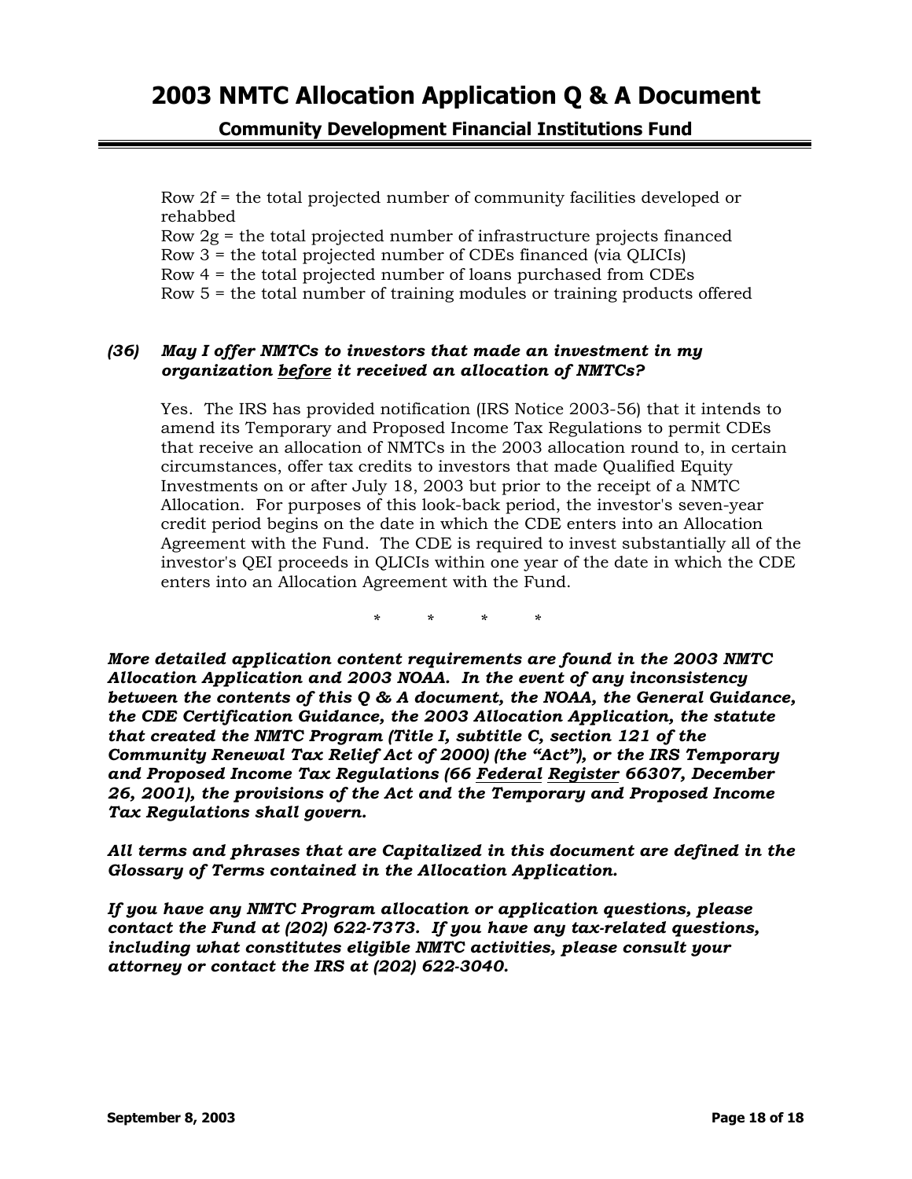Row 2f = the total projected number of community facilities developed or rehabbed
Row 2g = the total projected number of infrastructure projects financed
Row 3 = the total projected number of CDEs financed (via QLICIs)
Row 4 = the total projected number of loans purchased from CDEs
Row 5 = the total number of training modules or training products offered

***(36) May I offer NMTCs to investors that made an investment in my organization <u>before</u> it received an allocation of NMTCs?***

Yes. The IRS has provided notification (IRS Notice 2003-56) that it intends to amend its Temporary and Proposed Income Tax Regulations to permit CDEs that receive an allocation of NMTCs in the 2003 allocation round to, in certain circumstances, offer tax credits to investors that made Qualified Equity Investments on or after July 18, 2003 but prior to the receipt of a NMTC Allocation. For purposes of this look-back period, the investor's seven-year credit period begins on the date in which the CDE enters into an Allocation Agreement with the Fund. The CDE is required to invest substantially all of the investor's QEI proceeds in QLICIs within one year of the date in which the CDE enters into an Allocation Agreement with the Fund.

\* \* \* \*

***More detailed application content requirements are found in the 2003 NMTC Allocation Application and 2003 NOAA. In the event of any inconsistency between the contents of this Q & A document, the NOAA, the General Guidance, the CDE Certification Guidance, the 2003 Allocation Application, the statute that created the NMTC Program (Title I, subtitle C, section 121 of the Community Renewal Tax Relief Act of 2000) (the "Act"), or the IRS Temporary and Proposed Income Tax Regulations (66 <u>Federal Register</u> 66307, December 26, 2001), the provisions of the Act and the Temporary and Proposed Income Tax Regulations shall govern.***

***All terms and phrases that are Capitalized in this document are defined in the Glossary of Terms contained in the Allocation Application.***

***If you have any NMTC Program allocation or application questions, please contact the Fund at (202) 622-7373. If you have any tax-related questions, including what constitutes eligible NMTC activities, please consult your attorney or contact the IRS at (202) 622-3040.***